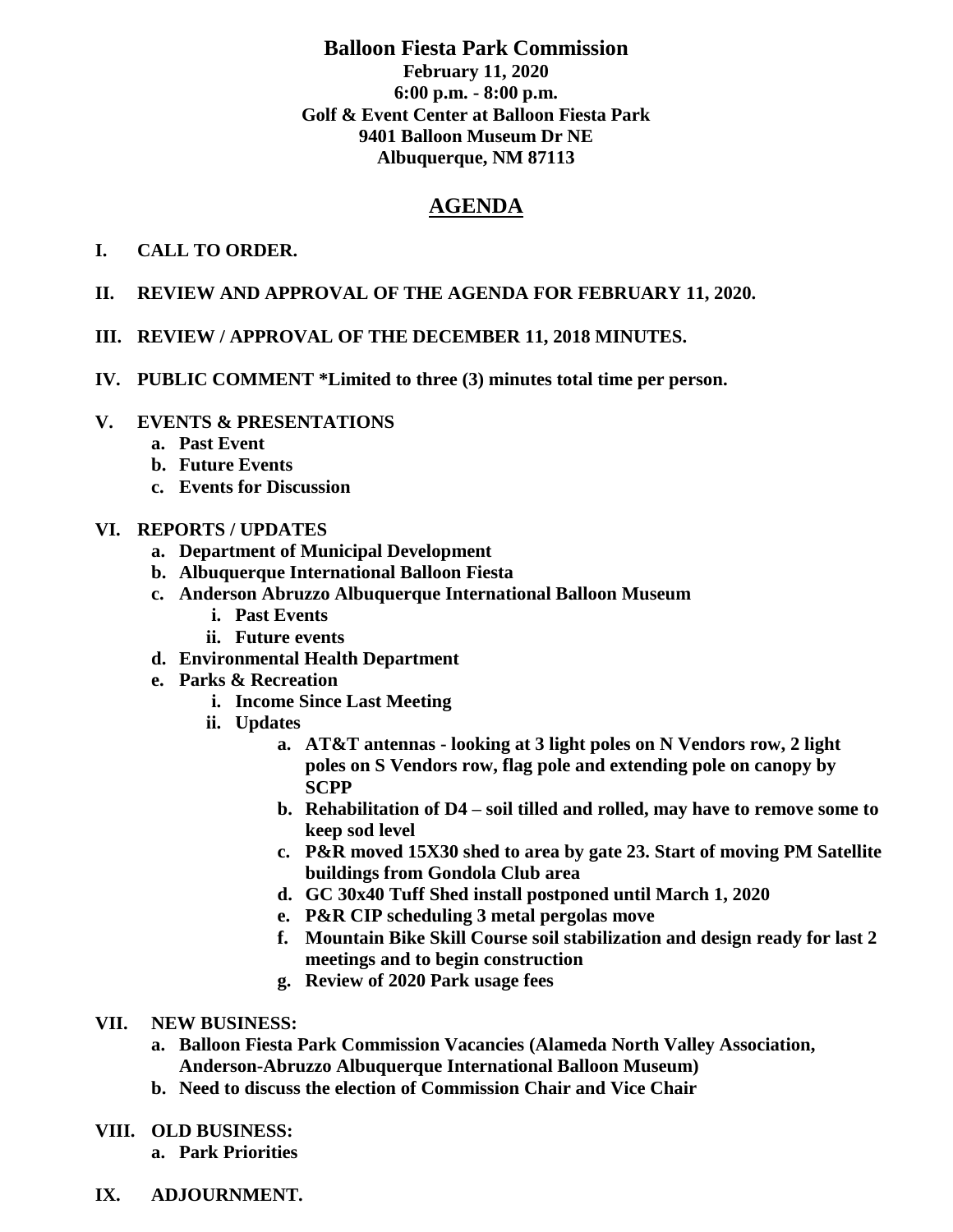# Balloon Fiesta Park Commission

**February 11, 2020**
**6:00 p.m. - 8:00 p.m.**
**Golf & Event Center at Balloon Fiesta Park**
**9401 Balloon Museum Dr NE**
**Albuquerque, NM 87113**

## AGENDA

**I. CALL TO ORDER.**

**II. REVIEW AND APPROVAL OF THE AGENDA FOR FEBRUARY 11, 2020.**

**III. REVIEW / APPROVAL OF THE DECEMBER 11, 2018 MINUTES.**

**IV. PUBLIC COMMENT *Limited to three (3) minutes total time per person.**

**V. EVENTS & PRESENTATIONS**

- **a. Past Event**
- **b. Future Events**
- **c. Events for Discussion**

**VI. REPORTS / UPDATES**

- **a. Department of Municipal Development**
- **b. Albuquerque International Balloon Fiesta**
- **c. Anderson Abruzzo Albuquerque International Balloon Museum**
  - **i. Past Events**
  - **ii. Future events**
- **d. Environmental Health Department**
- **e. Parks & Recreation**
  - **i. Income Since Last Meeting**
  - **ii. Updates**
    - **a. AT&T antennas - looking at 3 light poles on N Vendors row, 2 light poles on S Vendors row, flag pole and extending pole on canopy by SCPP**
    - **b. Rehabilitation of D4 – soil tilled and rolled, may have to remove some to keep sod level**
    - **c. P&R moved 15X30 shed to area by gate 23. Start of moving PM Satellite buildings from Gondola Club area**
    - **d. GC 30x40 Tuff Shed install postponed until March 1, 2020**
    - **e. P&R CIP scheduling 3 metal pergolas move**
    - **f. Mountain Bike Skill Course soil stabilization and design ready for last 2 meetings and to begin construction**
    - **g. Review of 2020 Park usage fees**

**VII. NEW BUSINESS:**

- **a. Balloon Fiesta Park Commission Vacancies (Alameda North Valley Association, Anderson-Abruzzo Albuquerque International Balloon Museum)**
- **b. Need to discuss the election of Commission Chair and Vice Chair**

**VIII. OLD BUSINESS:**

- **a. Park Priorities**

**IX. ADJOURNMENT.**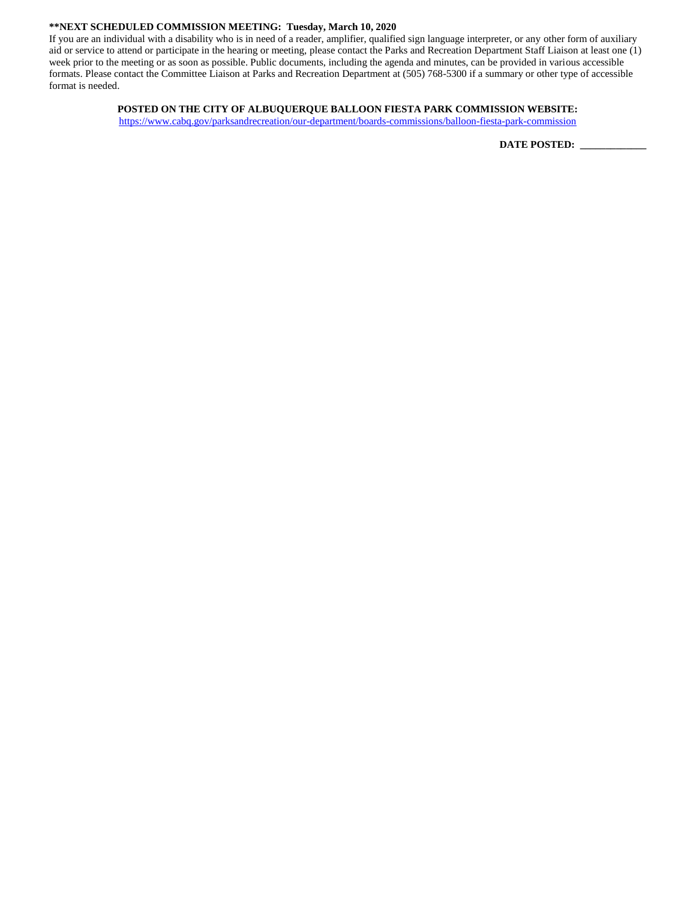**\*\*NEXT SCHEDULED COMMISSION MEETING: Tuesday, March 10, 2020**

If you are an individual with a disability who is in need of a reader, amplifier, qualified sign language interpreter, or any other form of auxiliary aid or service to attend or participate in the hearing or meeting, please contact the Parks and Recreation Department Staff Liaison at least one (1) week prior to the meeting or as soon as possible. Public documents, including the agenda and minutes, can be provided in various accessible formats. Please contact the Committee Liaison at Parks and Recreation Department at (505) 768-5300 if a summary or other type of accessible format is needed.

**POSTED ON THE CITY OF ALBUQUERQUE BALLOON FIESTA PARK COMMISSION WEBSITE:**
https://www.cabq.gov/parksandrecreation/our-department/boards-commissions/balloon-fiesta-park-commission

**DATE POSTED: \_\_\_\_\_\_\_\_\_\_\_\_\_**